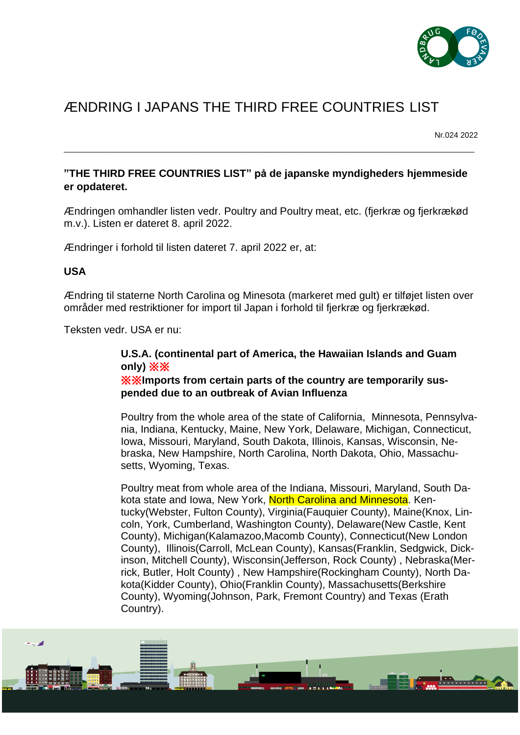# ÆNDRING I JAPANS THE THIRD FREE COUNTRIES LIST

Nr.024 2022

---

**"THE THIRD FREE COUNTRIES LIST" på de japanske myndigheders hjemmeside er opdateret.**

Ændringen omhandler listen vedr. Poultry and Poultry meat, etc. (fjerkræ og fjerkrækød m.v.). Listen er dateret 8. april 2022.

Ændringer i forhold til listen dateret 7. april 2022 er, at:

**USA**

Ændring til staterne North Carolina og Minesota (markeret med gult) er tilføjet listen over områder med restriktioner for import til Japan i forhold til fjerkræ og fjerkrækød.

Teksten vedr. USA er nu:

> **U.S.A. (continental part of America, the Hawaiian Islands and Guam only) ※※**
> **※※Imports from certain parts of the country are temporarily suspended due to an outbreak of Avian Influenza**
>
> Poultry from the whole area of the state of California, Minnesota, Pennsylvania, Indiana, Kentucky, Maine, New York, Delaware, Michigan, Connecticut, Iowa, Missouri, Maryland, South Dakota, Illinois, Kansas, Wisconsin, Nebraska, New Hampshire, North Carolina, North Dakota, Ohio, Massachusetts, Wyoming, Texas.
>
> Poultry meat from whole area of the Indiana, Missouri, Maryland, South Dakota state and Iowa, New York, North Carolina and Minnesota. Kentucky(Webster, Fulton County), Virginia(Fauquier County), Maine(Knox, Lincoln, York, Cumberland, Washington County), Delaware(New Castle, Kent County), Michigan(Kalamazoo,Macomb County), Connecticut(New London County), Illinois(Carroll, McLean County), Kansas(Franklin, Sedgwick, Dickinson, Mitchell County), Wisconsin(Jefferson, Rock County) , Nebraska(Merrick, Butler, Holt County) , New Hampshire(Rockingham County), North Dakota(Kidder County), Ohio(Franklin County), Massachusetts(Berkshire County), Wyoming(Johnson, Park, Fremont Country) and Texas (Erath Country).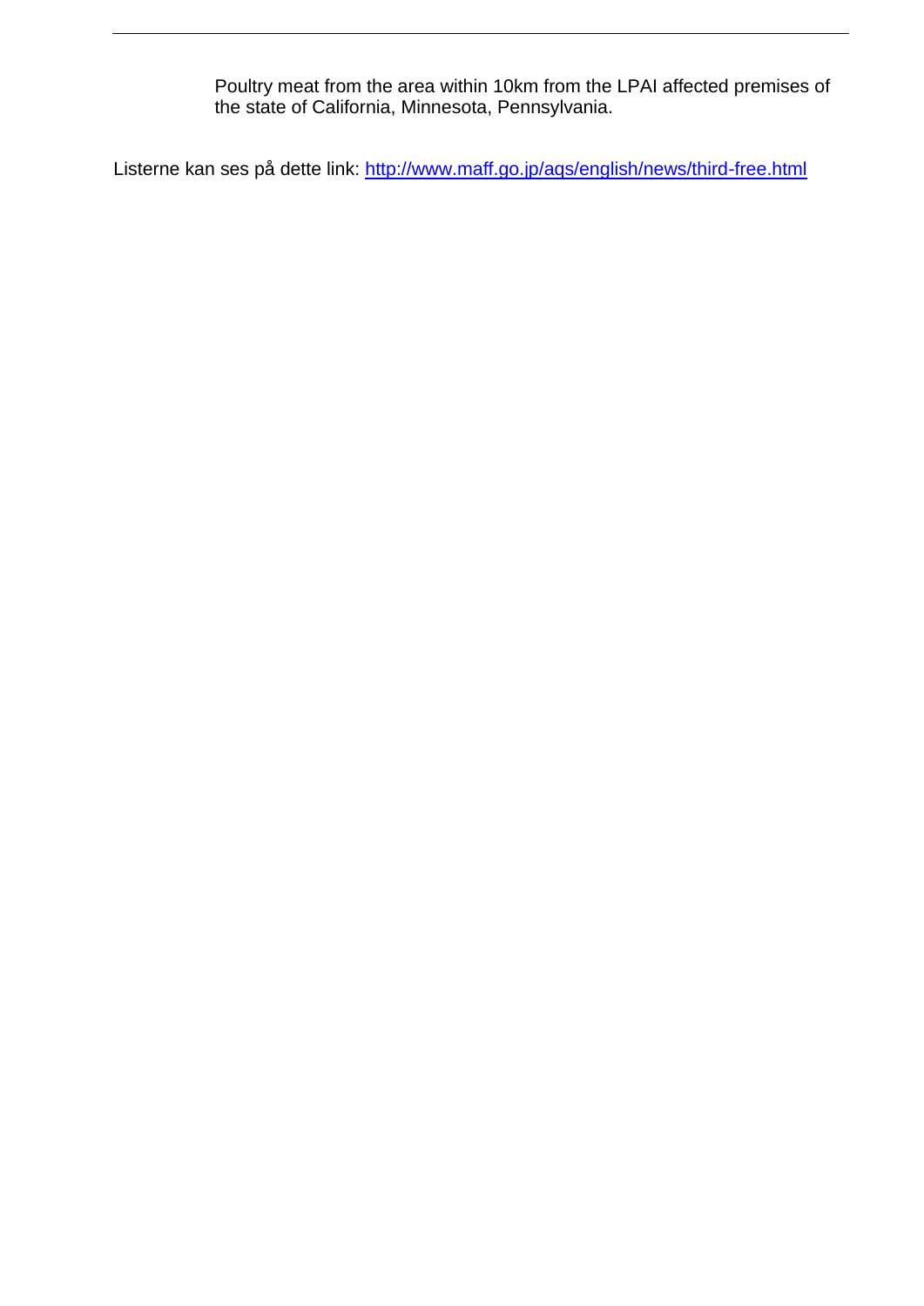Poultry meat from the area within 10km from the LPAI affected premises of the state of California, Minnesota, Pennsylvania.

Listerne kan ses på dette link: [http://www.maff.go.jp/aqs/english/news/third-free.html](http://www.maff.go.jp/aqs/english/news/third-free.html)